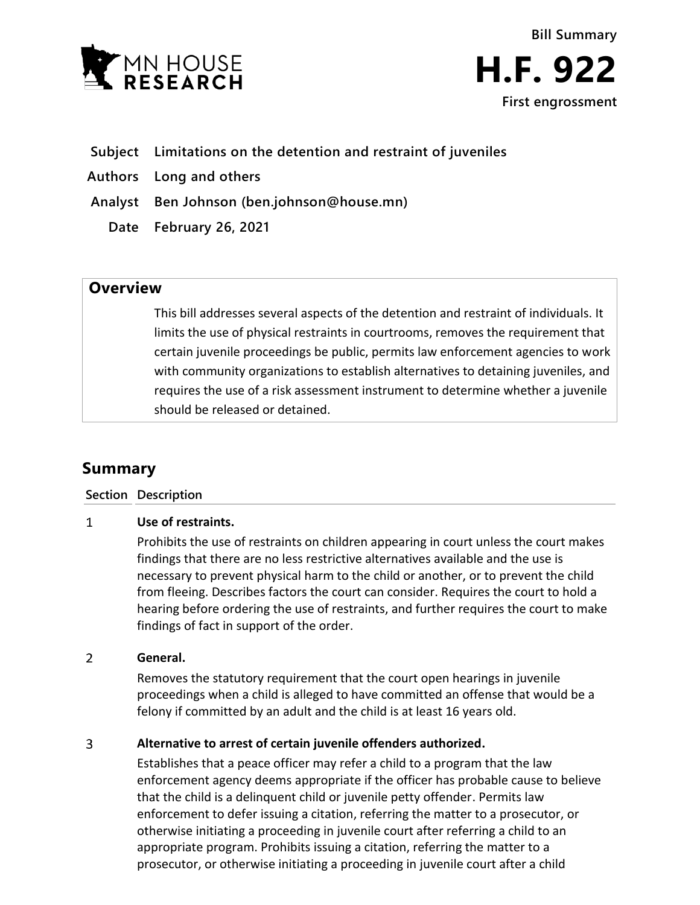Bill Summary

# H.F. 922

First engrossment

**Subject** Limitations on the detention and restraint of juveniles

**Authors** Long and others

**Analyst** Ben Johnson (ben.johnson@house.mn)

**Date** February 26, 2021

## Overview

This bill addresses several aspects of the detention and restraint of individuals. It limits the use of physical restraints in courtrooms, removes the requirement that certain juvenile proceedings be public, permits law enforcement agencies to work with community organizations to establish alternatives to detaining juveniles, and requires the use of a risk assessment instrument to determine whether a juvenile should be released or detained.

## Summary

| Section | Description |
|---|---|
| 1 | **Use of restraints.** Prohibits the use of restraints on children appearing in court unless the court makes findings that there are no less restrictive alternatives available and the use is necessary to prevent physical harm to the child or another, or to prevent the child from fleeing. Describes factors the court can consider. Requires the court to hold a hearing before ordering the use of restraints, and further requires the court to make findings of fact in support of the order. |
| 2 | **General.** Removes the statutory requirement that the court open hearings in juvenile proceedings when a child is alleged to have committed an offense that would be a felony if committed by an adult and the child is at least 16 years old. |
| 3 | **Alternative to arrest of certain juvenile offenders authorized.** Establishes that a peace officer may refer a child to a program that the law enforcement agency deems appropriate if the officer has probable cause to believe that the child is a delinquent child or juvenile petty offender. Permits law enforcement to defer issuing a citation, referring the matter to a prosecutor, or otherwise initiating a proceeding in juvenile court after referring a child to an appropriate program. Prohibits issuing a citation, referring the matter to a prosecutor, or otherwise initiating a proceeding in juvenile court after a child |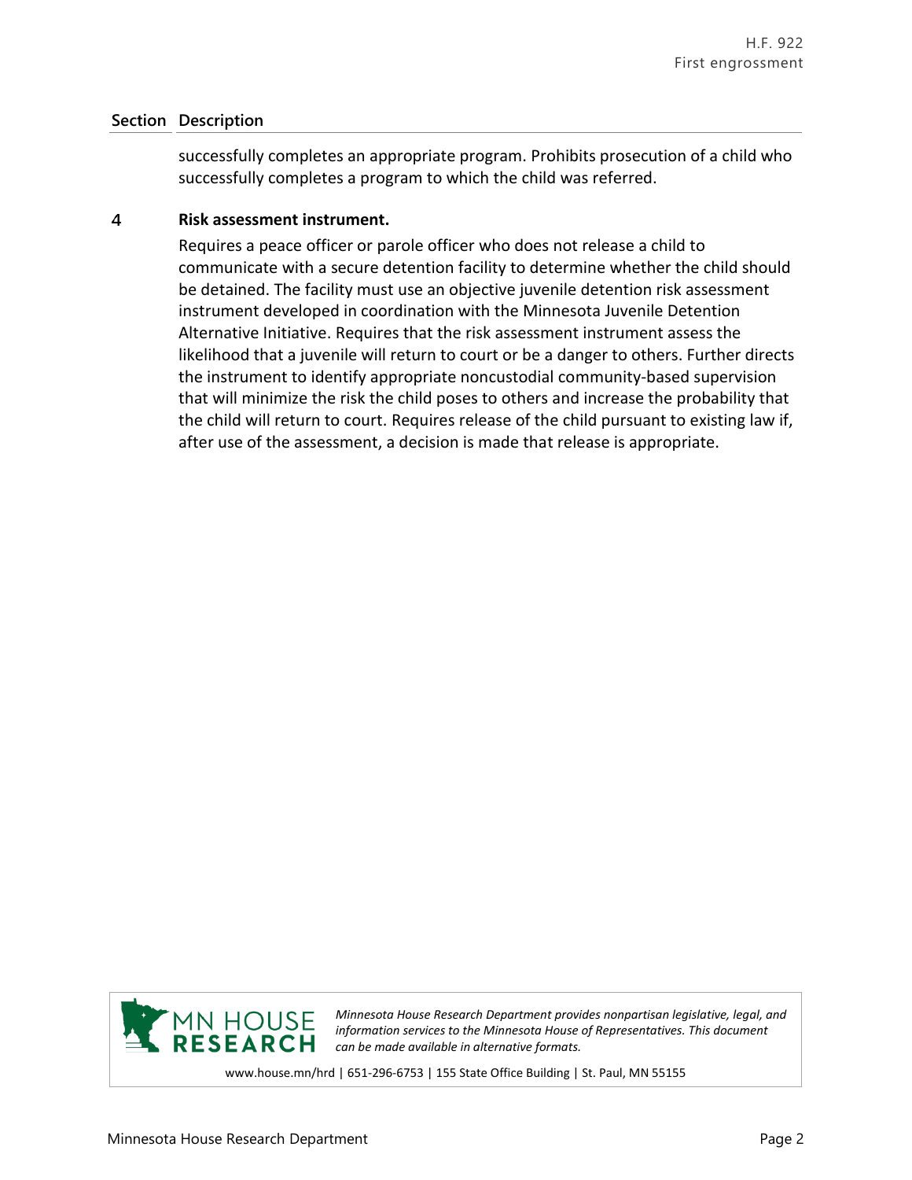| Section | Description |
|---|---|
| | successfully completes an appropriate program. Prohibits prosecution of a child who successfully completes a program to which the child was referred. |
| 4 | **Risk assessment instrument.** Requires a peace officer or parole officer who does not release a child to communicate with a secure detention facility to determine whether the child should be detained. The facility must use an objective juvenile detention risk assessment instrument developed in coordination with the Minnesota Juvenile Detention Alternative Initiative. Requires that the risk assessment instrument assess the likelihood that a juvenile will return to court or be a danger to others. Further directs the instrument to identify appropriate noncustodial community-based supervision that will minimize the risk the child poses to others and increase the probability that the child will return to court. Requires release of the child pursuant to existing law if, after use of the assessment, a decision is made that release is appropriate. |

MN HOUSE RESEARCH

*Minnesota House Research Department provides nonpartisan legislative, legal, and information services to the Minnesota House of Representatives. This document can be made available in alternative formats.*

www.house.mn/hrd | 651-296-6753 | 155 State Office Building | St. Paul, MN 55155